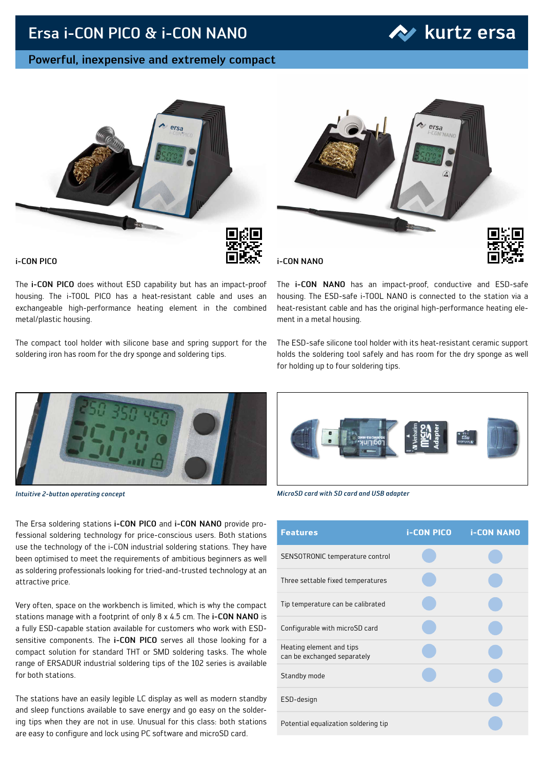# Ersa i-CON PICO & i-CON NANO

## Powerful, inexpensive and extremely compact

i-CON PICO

The **i-CON PICO** does without ESD capability but has an impact-proof housing. The i-TOOL PICO has a heat-resistant cable and uses an exchangeable high-performance heating element in the combined metal/plastic housing.

The compact tool holder with silicone base and spring support for the soldering iron has room for the dry sponge and soldering tips.

i-CON NANO

The **i-CON NANO** has an impact-proof, conductive and ESD-safe housing. The ESD-safe i-TOOL NANO is connected to the station via a heat-resistant cable and has the original high-performance heating element in a metal housing.

The ESD-safe silicone tool holder with its heat-resistant ceramic support holds the soldering tool safely and has room for the dry sponge as well for holding up to four soldering tips.

*Intuitive 2-button operating concept*

*MicroSD card with SD card and USB adapter*

The Ersa soldering stations **i-CON PICO** and **i-CON NANO** provide professional soldering technology for price-conscious users. Both stations use the technology of the i-CON industrial soldering stations. They have been optimised to meet the requirements of ambitious beginners as well as soldering professionals looking for tried-and-trusted technology at an attractive price.

Very often, space on the workbench is limited, which is why the compact stations manage with a footprint of only 8 x 4.5 cm. The **i-CON NANO** is a fully ESD-capable station available for customers who work with ESD-sensitive components. The **i-CON PICO** serves all those looking for a compact solution for standard THT or SMD soldering tasks. The whole range of ERSADUR industrial soldering tips of the 102 series is available for both stations.

The stations have an easily legible LC display as well as modern standby and sleep functions available to save energy and go easy on the soldering tips when they are not in use. Unusual for this class: both stations are easy to configure and lock using PC software and microSD card.

| Features | i-CON PICO | i-CON NANO |
|---|---|---|
| SENSOTRONIC temperature control | ● | ● |
| Three settable fixed temperatures | ● | ● |
| Tip temperature can be calibrated | ● | ● |
| Configurable with microSD card | ● | ● |
| Heating element and tips can be exchanged separately | ● | ● |
| Standby mode | ● | ● |
| ESD-design | | ● |
| Potential equalization soldering tip | | ● |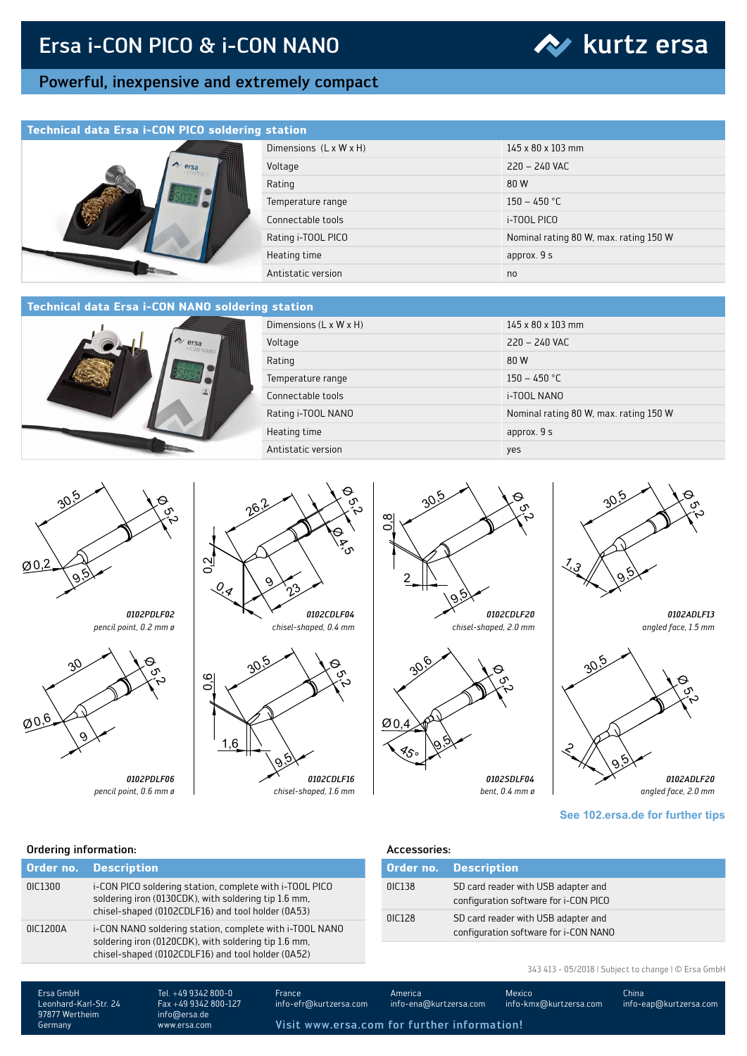# Ersa i-CON PICO & i-CON NANO

## Powerful, inexpensive and extremely compact

### Technical data Ersa i-CON PICO soldering station

| | |
|---|---|
| Dimensions (L x W x H) | 145 x 80 x 103 mm |
| Voltage | 220 – 240 VAC |
| Rating | 80 W |
| Temperature range | 150 – 450 °C |
| Connectable tools | i-TOOL PICO |
| Rating i-TOOL PICO | Nominal rating 80 W, max. rating 150 W |
| Heating time | approx. 9 s |
| Antistatic version | no |

### Technical data Ersa i-CON NANO soldering station

| | |
|---|---|
| Dimensions (L x W x H) | 145 x 80 x 103 mm |
| Voltage | 220 – 240 VAC |
| Rating | 80 W |
| Temperature range | 150 – 450 °C |
| Connectable tools | i-TOOL NANO |
| Rating i-TOOL NANO | Nominal rating 80 W, max. rating 150 W |
| Heating time | approx. 9 s |
| Antistatic version | yes |

30,5
Ø 5,2
Ø 0,2
9,5

*0102PDLF02*
*pencil point, 0.2 mm ø*

26,2
Ø 5,2
Ø 4,5
0,2
0,4
9
23

*0102CDLF04*
*chisel-shaped, 0.4 mm*

30,5
Ø 5,2
0,8
2
9,5

*0102CDLF20*
*chisel-shaped, 2.0 mm*

30,5
Ø 5,2
1,3
9,5

*0102ADLF13*
*angled face, 1.5 mm*

30
Ø 5,2
Ø 0,6
9

*0102PDLF06*
*pencil point, 0.6 mm ø*

30,5
Ø 5,2
0,6
1,6
9,5

*0102CDLF16*
*chisel-shaped, 1.6 mm*

30,6
Ø 5,2
Ø 0,4
45°
9,5

*0102SDLF04*
*bent, 0.4 mm ø*

30,5
Ø 5,2
2
9,5

*0102ADLF20*
*angled face, 2.0 mm*

**See 102.ersa.de for further tips**

### Ordering information:

| Order no. | Description |
|---|---|
| 0IC1300 | i-CON PICO soldering station, complete with i-TOOL PICO soldering iron (0130CDK), with soldering tip 1.6 mm, chisel-shaped (0102CDLF16) and tool holder (0A53) |
| 0IC1200A | i-CON NANO soldering station, complete with i-TOOL NANO soldering iron (0120CDK), with soldering tip 1.6 mm, chisel-shaped (0102CDLF16) and tool holder (0A52) |

### Accessories:

| Order no. | Description |
|---|---|
| 0IC138 | SD card reader with USB adapter and configuration software for i-CON PICO |
| 0IC128 | SD card reader with USB adapter and configuration software for i-CON NANO |

343 413 - 05/2018 | Subject to change | © Ersa GmbH

Ersa GmbH
Leonhard-Karl-Str. 24
97877 Wertheim
Germany

Tel. +49 9342 800-0
Fax +49 9342 800-127
info@ersa.de
www.ersa.com

France
info-efr@kurtzersa.com

America
info-ena@kurtzersa.com

Mexico
info-kmx@kurtzersa.com

China
info-eap@kurtzersa.com

Visit www.ersa.com for further information!